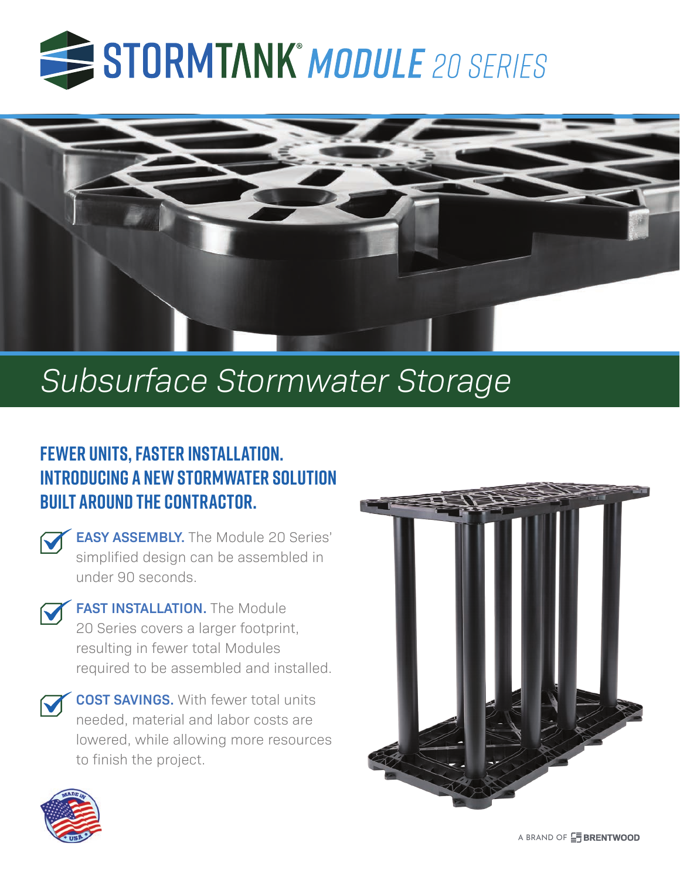# STORMTANK® *MODULE* 20 SERIES

## *Subsurface Stormwater Storage*

### FEWER UNITS, FASTER INSTALLATION. INTRODUCING A NEW STORMWATER SOLUTION BUILT AROUND THE CONTRACTOR.

- **EASY ASSEMBLY.** The Module 20 Series' simplified design can be assembled in under 90 seconds.
- **FAST INSTALLATION.** The Module 20 Series covers a larger footprint, resulting in fewer total Modules required to be assembled and installed.
- **COST SAVINGS.** With fewer total units needed, material and labor costs are lowered, while allowing more resources to finish the project.

MADE IN USA

A BRAND OF BRENTWOOD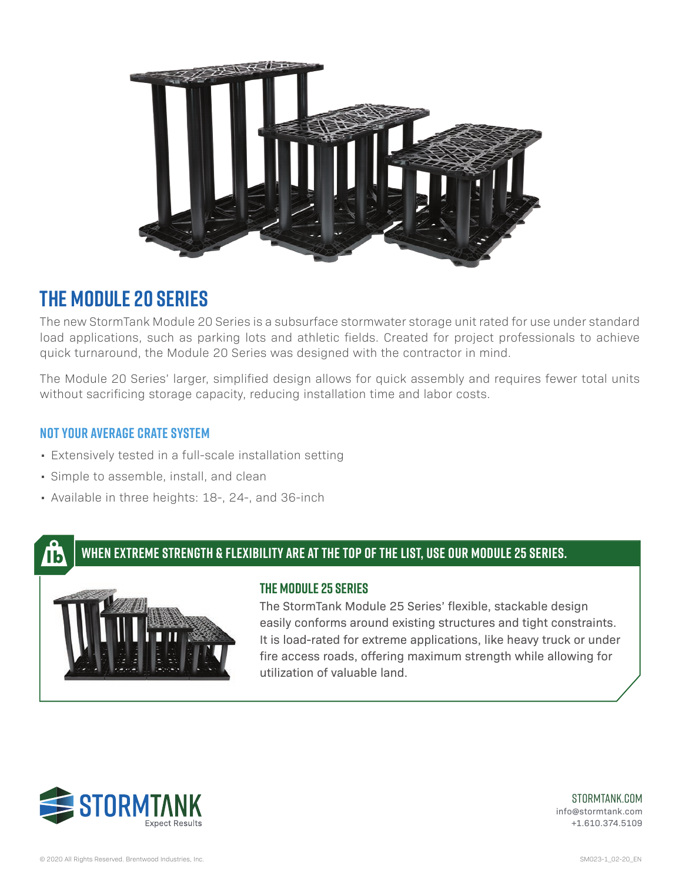# THE MODULE 20 SERIES

The new StormTank Module 20 Series is a subsurface stormwater storage unit rated for use under standard load applications, such as parking lots and athletic fields. Created for project professionals to achieve quick turnaround, the Module 20 Series was designed with the contractor in mind.

The Module 20 Series' larger, simplified design allows for quick assembly and requires fewer total units without sacrificing storage capacity, reducing installation time and labor costs.

### NOT YOUR AVERAGE CRATE SYSTEM

- Extensively tested in a full-scale installation setting
- Simple to assemble, install, and clean
- Available in three heights: 18-, 24-, and 36-inch

**WHEN EXTREME STRENGTH & FLEXIBILITY ARE AT THE TOP OF THE LIST, USE OUR MODULE 25 SERIES.**

### THE MODULE 25 SERIES

The StormTank Module 25 Series' flexible, stackable design easily conforms around existing structures and tight constraints. It is load-rated for extreme applications, like heavy truck or under fire access roads, offering maximum strength while allowing for utilization of valuable land.

STORMTANK
Expect Results

STORMTANK.COM
info@stormtank.com
+1.610.374.5109

© 2020 All Rights Reserved. Brentwood Industries, Inc.

SM023-1_02-20_EN